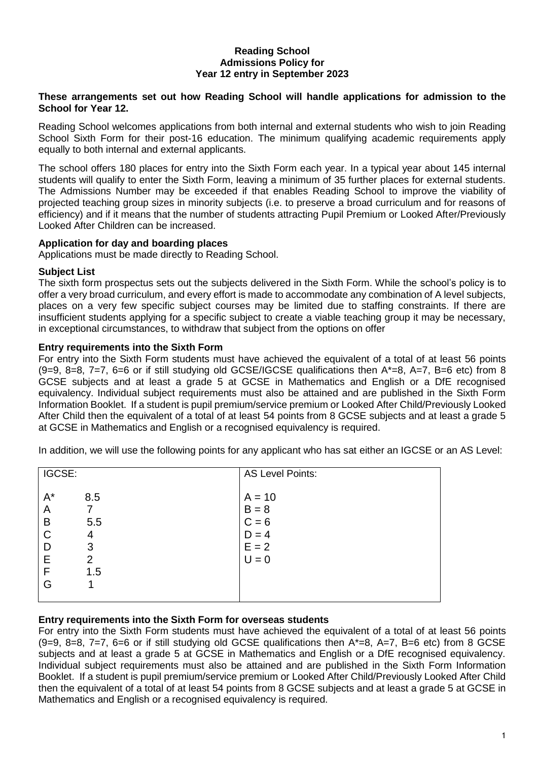**Reading School**
**Admissions Policy for**
**Year 12 entry in September 2023**

**These arrangements set out how Reading School will handle applications for admission to the School for Year 12.**

Reading School welcomes applications from both internal and external students who wish to join Reading School Sixth Form for their post-16 education. The minimum qualifying academic requirements apply equally to both internal and external applicants.

The school offers 180 places for entry into the Sixth Form each year. In a typical year about 145 internal students will qualify to enter the Sixth Form, leaving a minimum of 35 further places for external students. The Admissions Number may be exceeded if that enables Reading School to improve the viability of projected teaching group sizes in minority subjects (i.e. to preserve a broad curriculum and for reasons of efficiency) and if it means that the number of students attracting Pupil Premium or Looked After/Previously Looked After Children can be increased.

**Application for day and boarding places**
Applications must be made directly to Reading School.

**Subject List**
The sixth form prospectus sets out the subjects delivered in the Sixth Form. While the school's policy is to offer a very broad curriculum, and every effort is made to accommodate any combination of A level subjects, places on a very few specific subject courses may be limited due to staffing constraints. If there are insufficient students applying for a specific subject to create a viable teaching group it may be necessary, in exceptional circumstances, to withdraw that subject from the options on offer

**Entry requirements into the Sixth Form**
For entry into the Sixth Form students must have achieved the equivalent of a total of at least 56 points (9=9, 8=8, 7=7, 6=6 or if still studying old GCSE/IGCSE qualifications then A*=8, A=7, B=6 etc) from 8 GCSE subjects and at least a grade 5 at GCSE in Mathematics and English or a DfE recognised equivalency. Individual subject requirements must also be attained and are published in the Sixth Form Information Booklet. If a student is pupil premium/service premium or Looked After Child/Previously Looked After Child then the equivalent of a total of at least 54 points from 8 GCSE subjects and at least a grade 5 at GCSE in Mathematics and English or a recognised equivalency is required.

In addition, we will use the following points for any applicant who has sat either an IGCSE or an AS Level:

| IGCSE: | | AS Level Points: |
|---|---|---|
| A* | 8.5 | A = 10 |
| A | 7 | B = 8 |
| B | 5.5 | C = 6 |
| C | 4 | D = 4 |
| D | 3 | E = 2 |
| E | 2 | U = 0 |
| F | 1.5 | |
| G | 1 | |

**Entry requirements into the Sixth Form for overseas students**
For entry into the Sixth Form students must have achieved the equivalent of a total of at least 56 points (9=9, 8=8, 7=7, 6=6 or if still studying old GCSE qualifications then A*=8, A=7, B=6 etc) from 8 GCSE subjects and at least a grade 5 at GCSE in Mathematics and English or a DfE recognised equivalency. Individual subject requirements must also be attained and are published in the Sixth Form Information Booklet. If a student is pupil premium/service premium or Looked After Child/Previously Looked After Child then the equivalent of a total of at least 54 points from 8 GCSE subjects and at least a grade 5 at GCSE in Mathematics and English or a recognised equivalency is required.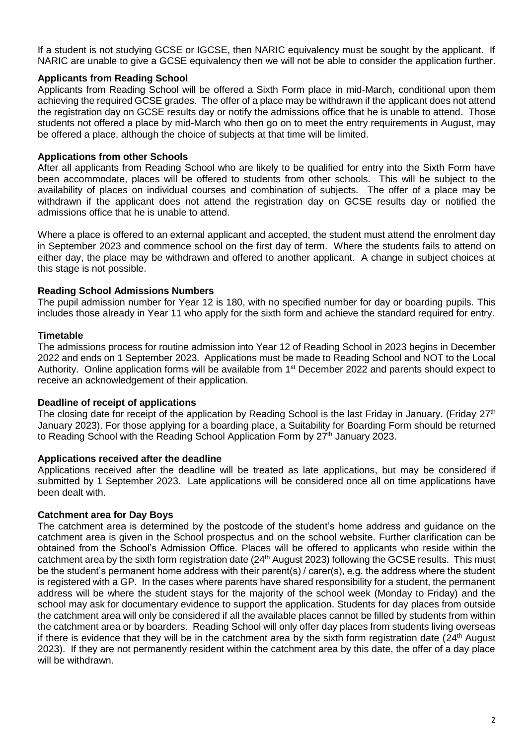If a student is not studying GCSE or IGCSE, then NARIC equivalency must be sought by the applicant. If NARIC are unable to give a GCSE equivalency then we will not be able to consider the application further.

**Applicants from Reading School**

Applicants from Reading School will be offered a Sixth Form place in mid-March, conditional upon them achieving the required GCSE grades. The offer of a place may be withdrawn if the applicant does not attend the registration day on GCSE results day or notify the admissions office that he is unable to attend. Those students not offered a place by mid-March who then go on to meet the entry requirements in August, may be offered a place, although the choice of subjects at that time will be limited.

**Applications from other Schools**

After all applicants from Reading School who are likely to be qualified for entry into the Sixth Form have been accommodate, places will be offered to students from other schools. This will be subject to the availability of places on individual courses and combination of subjects. The offer of a place may be withdrawn if the applicant does not attend the registration day on GCSE results day or notified the admissions office that he is unable to attend.

Where a place is offered to an external applicant and accepted, the student must attend the enrolment day in September 2023 and commence school on the first day of term. Where the students fails to attend on either day, the place may be withdrawn and offered to another applicant. A change in subject choices at this stage is not possible.

**Reading School Admissions Numbers**

The pupil admission number for Year 12 is 180, with no specified number for day or boarding pupils. This includes those already in Year 11 who apply for the sixth form and achieve the standard required for entry.

**Timetable**

The admissions process for routine admission into Year 12 of Reading School in 2023 begins in December 2022 and ends on 1 September 2023. Applications must be made to Reading School and NOT to the Local Authority. Online application forms will be available from 1st December 2022 and parents should expect to receive an acknowledgement of their application.

**Deadline of receipt of applications**

The closing date for receipt of the application by Reading School is the last Friday in January. (Friday 27th January 2023). For those applying for a boarding place, a Suitability for Boarding Form should be returned to Reading School with the Reading School Application Form by 27th January 2023.

**Applications received after the deadline**

Applications received after the deadline will be treated as late applications, but may be considered if submitted by 1 September 2023. Late applications will be considered once all on time applications have been dealt with.

**Catchment area for Day Boys**

The catchment area is determined by the postcode of the student's home address and guidance on the catchment area is given in the School prospectus and on the school website. Further clarification can be obtained from the School's Admission Office. Places will be offered to applicants who reside within the catchment area by the sixth form registration date (24th August 2023) following the GCSE results. This must be the student's permanent home address with their parent(s) / carer(s), e.g. the address where the student is registered with a GP. In the cases where parents have shared responsibility for a student, the permanent address will be where the student stays for the majority of the school week (Monday to Friday) and the school may ask for documentary evidence to support the application. Students for day places from outside the catchment area will only be considered if all the available places cannot be filled by students from within the catchment area or by boarders. Reading School will only offer day places from students living overseas if there is evidence that they will be in the catchment area by the sixth form registration date (24th August 2023). If they are not permanently resident within the catchment area by this date, the offer of a day place will be withdrawn.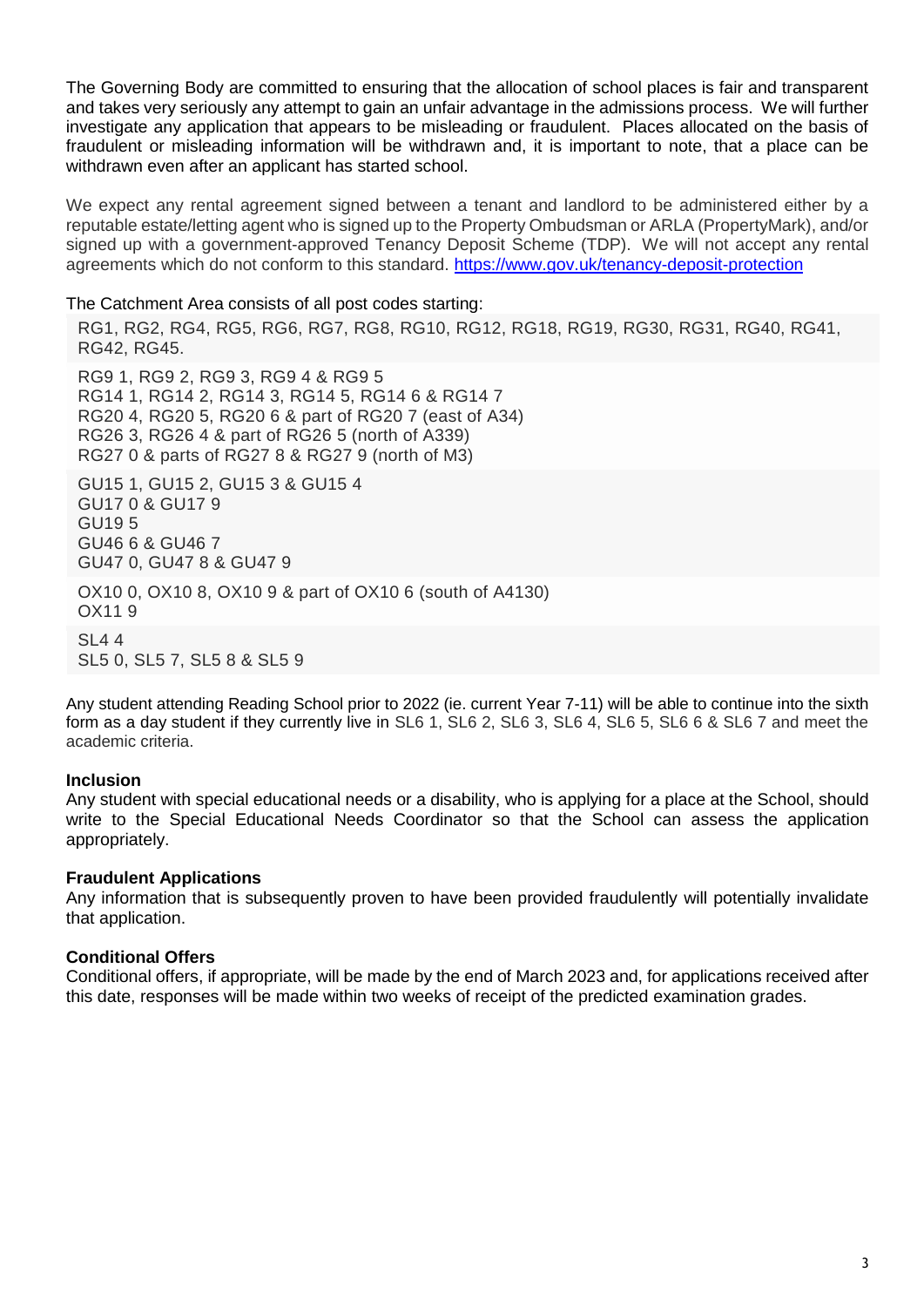The Governing Body are committed to ensuring that the allocation of school places is fair and transparent and takes very seriously any attempt to gain an unfair advantage in the admissions process. We will further investigate any application that appears to be misleading or fraudulent. Places allocated on the basis of fraudulent or misleading information will be withdrawn and, it is important to note, that a place can be withdrawn even after an applicant has started school.

We expect any rental agreement signed between a tenant and landlord to be administered either by a reputable estate/letting agent who is signed up to the Property Ombudsman or ARLA (PropertyMark), and/or signed up with a government-approved Tenancy Deposit Scheme (TDP). We will not accept any rental agreements which do not conform to this standard. https://www.gov.uk/tenancy-deposit-protection

The Catchment Area consists of all post codes starting:

RG1, RG2, RG4, RG5, RG6, RG7, RG8, RG10, RG12, RG18, RG19, RG30, RG31, RG40, RG41, RG42, RG45.

RG9 1, RG9 2, RG9 3, RG9 4 & RG9 5
RG14 1, RG14 2, RG14 3, RG14 5, RG14 6 & RG14 7
RG20 4, RG20 5, RG20 6 & part of RG20 7 (east of A34)
RG26 3, RG26 4 & part of RG26 5 (north of A339)
RG27 0 & parts of RG27 8 & RG27 9 (north of M3)

GU15 1, GU15 2, GU15 3 & GU15 4
GU17 0 & GU17 9
GU19 5
GU46 6 & GU46 7
GU47 0, GU47 8 & GU47 9

OX10 0, OX10 8, OX10 9 & part of OX10 6 (south of A4130)
OX11 9

SL4 4
SL5 0, SL5 7, SL5 8 & SL5 9

Any student attending Reading School prior to 2022 (ie. current Year 7-11) will be able to continue into the sixth form as a day student if they currently live in SL6 1, SL6 2, SL6 3, SL6 4, SL6 5, SL6 6 & SL6 7 and meet the academic criteria.

**Inclusion**
Any student with special educational needs or a disability, who is applying for a place at the School, should write to the Special Educational Needs Coordinator so that the School can assess the application appropriately.

**Fraudulent Applications**
Any information that is subsequently proven to have been provided fraudulently will potentially invalidate that application.

**Conditional Offers**
Conditional offers, if appropriate, will be made by the end of March 2023 and, for applications received after this date, responses will be made within two weeks of receipt of the predicted examination grades.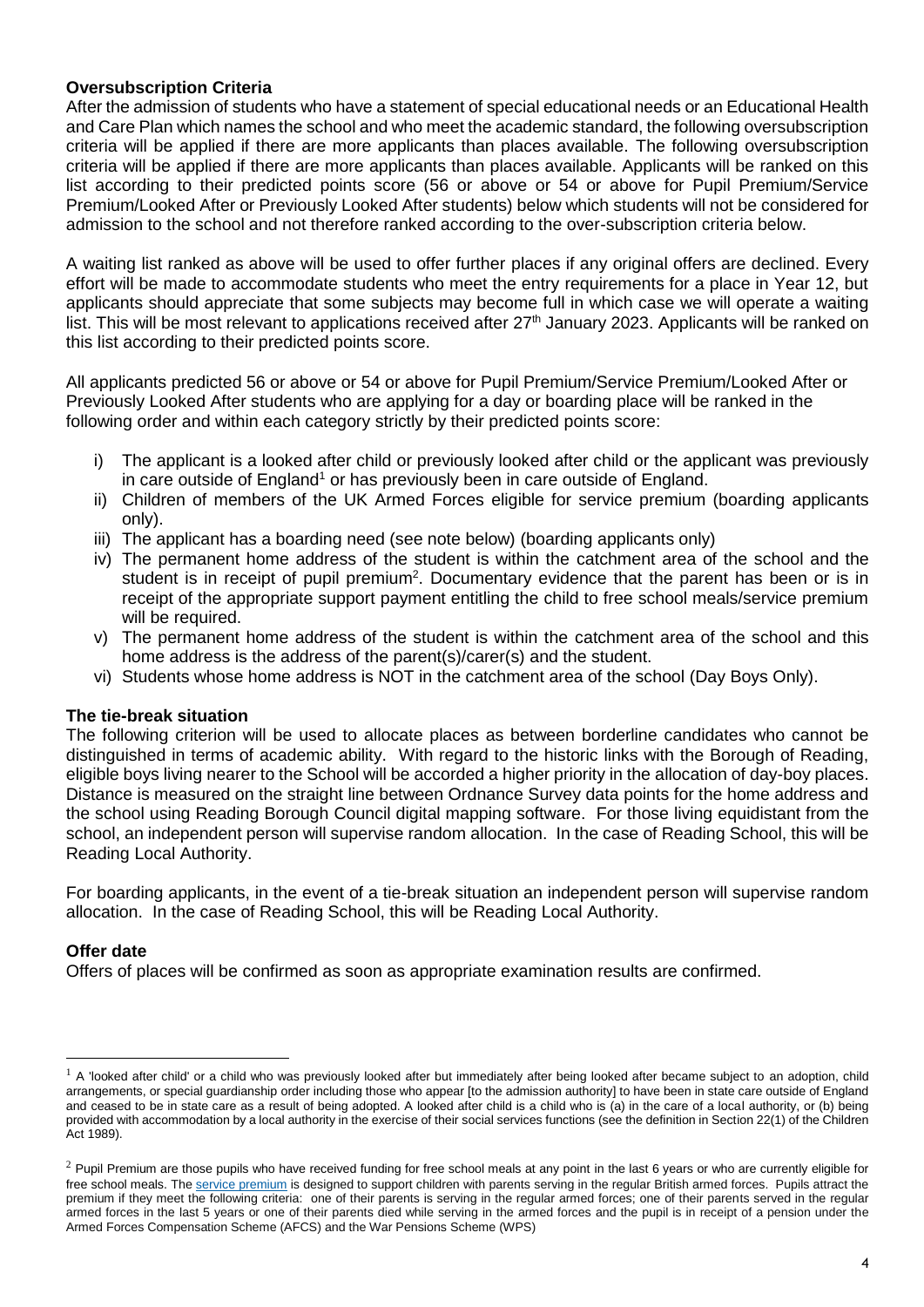### Oversubscription Criteria

After the admission of students who have a statement of special educational needs or an Educational Health and Care Plan which names the school and who meet the academic standard, the following oversubscription criteria will be applied if there are more applicants than places available. The following oversubscription criteria will be applied if there are more applicants than places available. Applicants will be ranked on this list according to their predicted points score (56 or above or 54 or above for Pupil Premium/Service Premium/Looked After or Previously Looked After students) below which students will not be considered for admission to the school and not therefore ranked according to the over-subscription criteria below.

A waiting list ranked as above will be used to offer further places if any original offers are declined. Every effort will be made to accommodate students who meet the entry requirements for a place in Year 12, but applicants should appreciate that some subjects may become full in which case we will operate a waiting list. This will be most relevant to applications received after 27th January 2023. Applicants will be ranked on this list according to their predicted points score.

All applicants predicted 56 or above or 54 or above for Pupil Premium/Service Premium/Looked After or Previously Looked After students who are applying for a day or boarding place will be ranked in the following order and within each category strictly by their predicted points score:

i) The applicant is a looked after child or previously looked after child or the applicant was previously in care outside of England[1] or has previously been in care outside of England.
ii) Children of members of the UK Armed Forces eligible for service premium (boarding applicants only).
iii) The applicant has a boarding need (see note below) (boarding applicants only)
iv) The permanent home address of the student is within the catchment area of the school and the student is in receipt of pupil premium[2]. Documentary evidence that the parent has been or is in receipt of the appropriate support payment entitling the child to free school meals/service premium will be required.
v) The permanent home address of the student is within the catchment area of the school and this home address is the address of the parent(s)/carer(s) and the student.
vi) Students whose home address is NOT in the catchment area of the school (Day Boys Only).

### The tie-break situation

The following criterion will be used to allocate places as between borderline candidates who cannot be distinguished in terms of academic ability. With regard to the historic links with the Borough of Reading, eligible boys living nearer to the School will be accorded a higher priority in the allocation of day-boy places. Distance is measured on the straight line between Ordnance Survey data points for the home address and the school using Reading Borough Council digital mapping software. For those living equidistant from the school, an independent person will supervise random allocation. In the case of Reading School, this will be Reading Local Authority.

For boarding applicants, in the event of a tie-break situation an independent person will supervise random allocation. In the case of Reading School, this will be Reading Local Authority.

### Offer date

Offers of places will be confirmed as soon as appropriate examination results are confirmed.

---

[1] A 'looked after child' or a child who was previously looked after but immediately after being looked after became subject to an adoption, child arrangements, or special guardianship order including those who appear [to the admission authority] to have been in state care outside of England and ceased to be in state care as a result of being adopted. A looked after child is a child who is (a) in the care of a local authority, or (b) being provided with accommodation by a local authority in the exercise of their social services functions (see the definition in Section 22(1) of the Children Act 1989).

[2] Pupil Premium are those pupils who have received funding for free school meals at any point in the last 6 years or who are currently eligible for free school meals. The service premium is designed to support children with parents serving in the regular British armed forces. Pupils attract the premium if they meet the following criteria: one of their parents is serving in the regular armed forces; one of their parents served in the regular armed forces in the last 5 years or one of their parents died while serving in the armed forces and the pupil is in receipt of a pension under the Armed Forces Compensation Scheme (AFCS) and the War Pensions Scheme (WPS)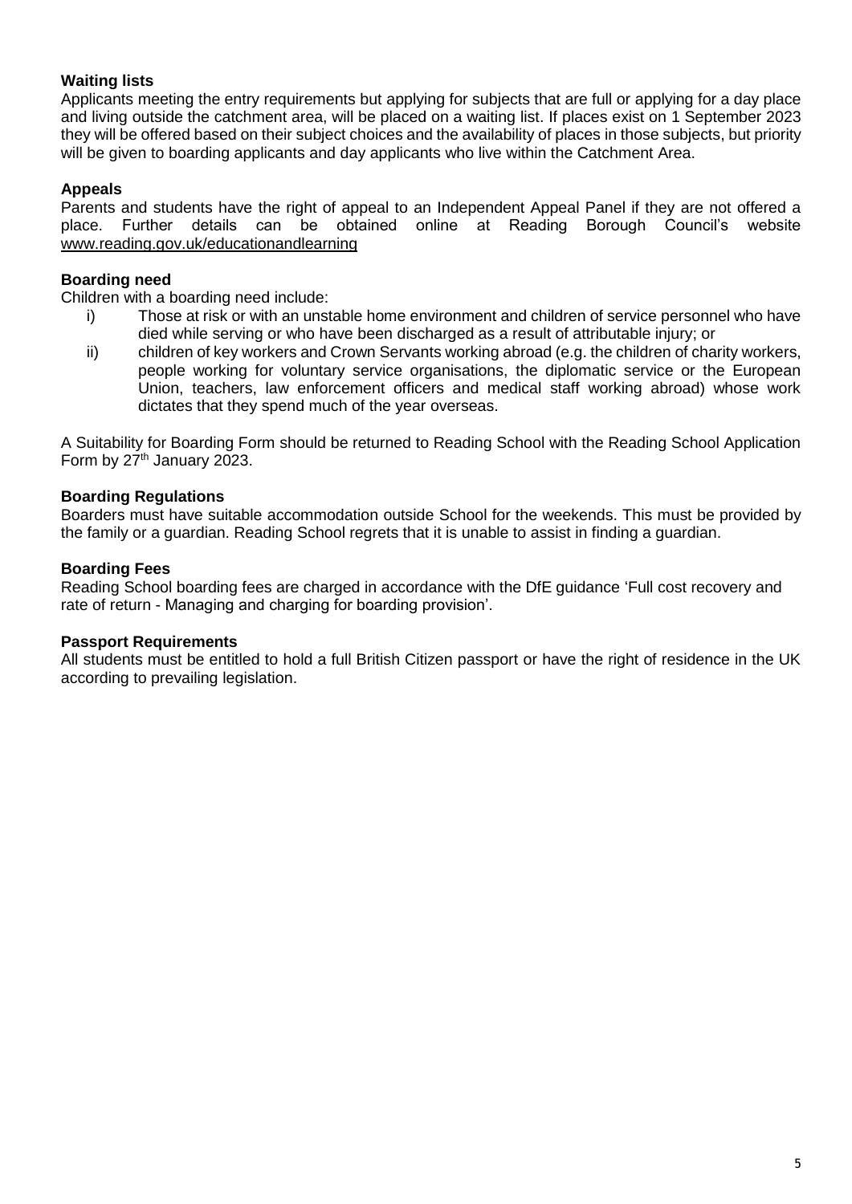**Waiting lists**

Applicants meeting the entry requirements but applying for subjects that are full or applying for a day place and living outside the catchment area, will be placed on a waiting list. If places exist on 1 September 2023 they will be offered based on their subject choices and the availability of places in those subjects, but priority will be given to boarding applicants and day applicants who live within the Catchment Area.

**Appeals**

Parents and students have the right of appeal to an Independent Appeal Panel if they are not offered a place. Further details can be obtained online at Reading Borough Council's website www.reading.gov.uk/educationandlearning

**Boarding need**

Children with a boarding need include:

i) Those at risk or with an unstable home environment and children of service personnel who have died while serving or who have been discharged as a result of attributable injury; or

ii) children of key workers and Crown Servants working abroad (e.g. the children of charity workers, people working for voluntary service organisations, the diplomatic service or the European Union, teachers, law enforcement officers and medical staff working abroad) whose work dictates that they spend much of the year overseas.

A Suitability for Boarding Form should be returned to Reading School with the Reading School Application Form by 27th January 2023.

**Boarding Regulations**

Boarders must have suitable accommodation outside School for the weekends. This must be provided by the family or a guardian. Reading School regrets that it is unable to assist in finding a guardian.

**Boarding Fees**

Reading School boarding fees are charged in accordance with the DfE guidance 'Full cost recovery and rate of return - Managing and charging for boarding provision'.

**Passport Requirements**

All students must be entitled to hold a full British Citizen passport or have the right of residence in the UK according to prevailing legislation.